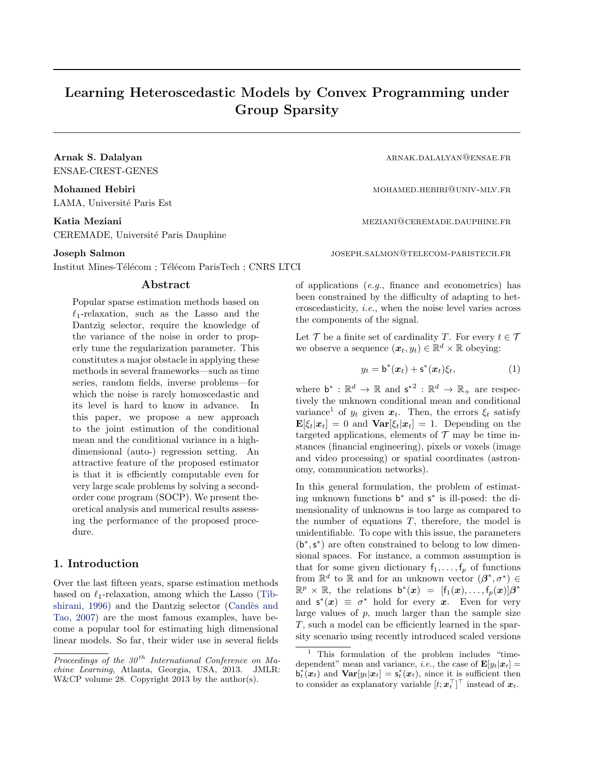# Learning Heteroscedastic Models by Convex Programming under Group Sparsity

**Arnak S. Dalalyan** ARNAK.DALALYAN@ENSAE.FR
ENSAE-CREST-GENES

**Mohamed Hebiri** MOHAMED.HEBIRI@UNIV-MLV.FR
LAMA, Université Paris Est

**Katia Meziani** MEZIANI@CEREMADE.DAUPHINE.FR
CEREMADE, Université Paris Dauphine

**Joseph Salmon** JOSEPH.SALMON@TELECOM-PARISTECH.FR
Institut Mines-Télécom ; Télécom ParisTech ; CNRS LTCI

## Abstract

Popular sparse estimation methods based on $\ell_1$-relaxation, such as the Lasso and the Dantzig selector, require the knowledge of the variance of the noise in order to properly tune the regularization parameter. This constitutes a major obstacle in applying these methods in several frameworks—such as time series, random fields, inverse problems—for which the noise is rarely homoscedastic and its level is hard to know in advance. In this paper, we propose a new approach to the joint estimation of the conditional mean and the conditional variance in a high-dimensional (auto-) regression setting. An attractive feature of the proposed estimator is that it is efficiently computable even for very large scale problems by solving a second-order cone program (SOCP). We present theoretical analysis and numerical results assessing the performance of the proposed procedure.

## 1. Introduction

Over the last fifteen years, sparse estimation methods based on $\ell_1$-relaxation, among which the Lasso (Tibshirani, 1996) and the Dantzig selector (Candès and Tao, 2007) are the most famous examples, have become a popular tool for estimating high dimensional linear models. So far, their wider use in several fields of applications (*e.g.*, finance and econometrics) has been constrained by the difficulty of adapting to heteroscedasticity, *i.e.*, when the noise level varies across the components of the signal.

Let $\mathcal{T}$ be a finite set of cardinality $T$. For every $t \in \mathcal{T}$ we observe a sequence $(\boldsymbol{x}_t, y_t) \in \mathbb{R}^d \times \mathbb{R}$ obeying:

$$y_t = \mathsf{b}^*(\boldsymbol{x}_t) + \mathsf{s}^*(\boldsymbol{x}_t)\xi_t, \tag{1}$$

where $\mathsf{b}^* : \mathbb{R}^d \to \mathbb{R}$ and $\mathsf{s}^{*2} : \mathbb{R}^d \to \mathbb{R}_+$ are respectively the unknown conditional mean and conditional variance[1] of $y_t$ given $\boldsymbol{x}_t$. Then, the errors $\xi_t$ satisfy $\mathbf{E}[\xi_t|\boldsymbol{x}_t] = 0$ and $\mathbf{Var}[\xi_t|\boldsymbol{x}_t] = 1$. Depending on the targeted applications, elements of $\mathcal{T}$ may be time instances (financial engineering), pixels or voxels (image and video processing) or spatial coordinates (astronomy, communication networks).

In this general formulation, the problem of estimating unknown functions $\mathsf{b}^*$ and $\mathsf{s}^*$ is ill-posed: the dimensionality of unknowns is too large as compared to the number of equations $T$, therefore, the model is unidentifiable. To cope with this issue, the parameters $(\mathsf{b}^*, \mathsf{s}^*)$ are often constrained to belong to low dimensional spaces. For instance, a common assumption is that for some given dictionary $\mathsf{f}_1, \ldots, \mathsf{f}_p$ of functions from $\mathbb{R}^d$ to $\mathbb{R}$ and for an unknown vector $(\boldsymbol{\beta}^*, \sigma^*) \in \mathbb{R}^p \times \mathbb{R}$, the relations $\mathsf{b}^*(\boldsymbol{x}) = [\mathsf{f}_1(\boldsymbol{x}), \ldots, \mathsf{f}_p(\boldsymbol{x})]\boldsymbol{\beta}^*$ and $\mathsf{s}^*(\boldsymbol{x}) \equiv \sigma^*$ hold for every $\boldsymbol{x}$. Even for very large values of $p$, much larger than the sample size $T$, such a model can be efficiently learned in the sparsity scenario using recently introduced scaled versions

[1] This formulation of the problem includes "time-dependent" mean and variance, *i.e.*, the case of $\mathbf{E}[y_t|\boldsymbol{x}_t] = \mathsf{b}^*_t(\boldsymbol{x}_t)$ and $\mathbf{Var}[y_t|\boldsymbol{x}_t] = \mathsf{s}^*_t(\boldsymbol{x}_t)$, since it is sufficient then to consider as explanatory variable $[t; \boldsymbol{x}_t^\top]^\top$ instead of $\boldsymbol{x}_t$.

*Proceedings of the 30th International Conference on Machine Learning*, Atlanta, Georgia, USA, 2013. JMLR: W&CP volume 28. Copyright 2013 by the author(s).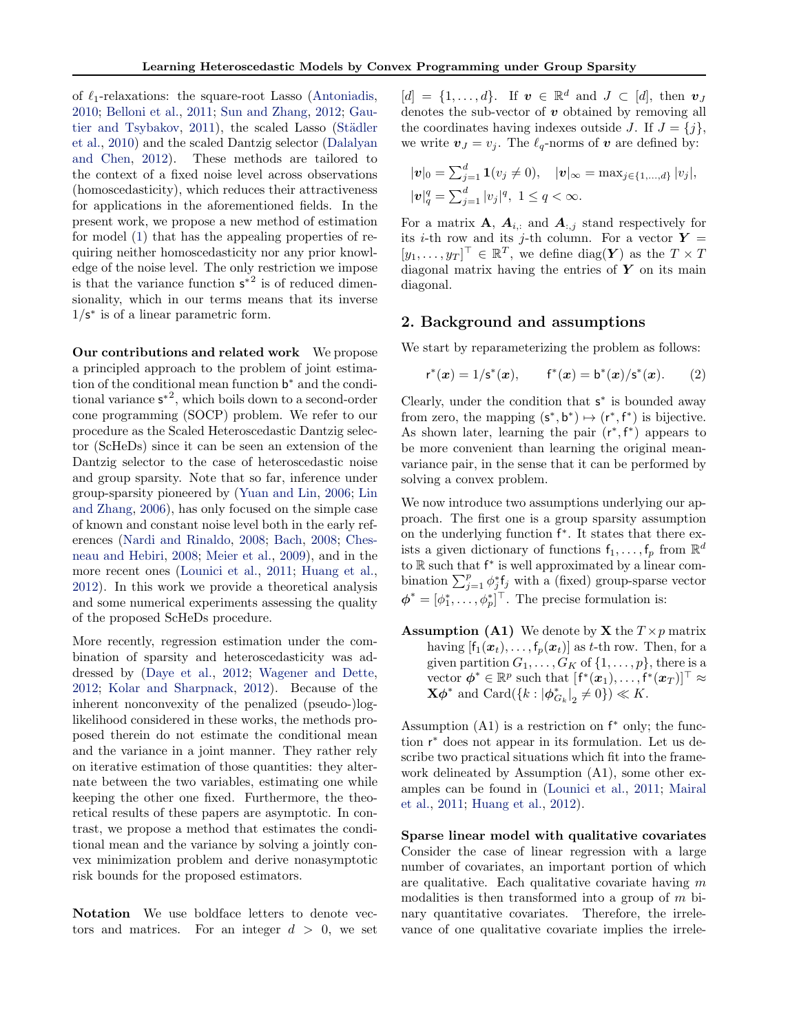of $\ell_1$-relaxations: the square-root Lasso (Antoniadis, 2010; Belloni et al., 2011; Sun and Zhang, 2012; Gautier and Tsybakov, 2011), the scaled Lasso (Städler et al., 2010) and the scaled Dantzig selector (Dalalyan and Chen, 2012). These methods are tailored to the context of a fixed noise level across observations (homoscedasticity), which reduces their attractiveness for applications in the aforementioned fields. In the present work, we propose a new method of estimation for model (1) that has the appealing properties of requiring neither homoscedasticity nor any prior knowledge of the noise level. The only restriction we impose is that the variance function $\mathsf{s}^{*2}$ is of reduced dimensionality, which in our terms means that its inverse $1/\mathsf{s}^*$ is of a linear parametric form.

**Our contributions and related work** We propose a principled approach to the problem of joint estimation of the conditional mean function $\mathsf{b}^*$ and the conditional variance $\mathsf{s}^{*2}$, which boils down to a second-order cone programming (SOCP) problem. We refer to our procedure as the Scaled Heteroscedastic Dantzig selector (ScHeDs) since it can be seen an extension of the Dantzig selector to the case of heteroscedastic noise and group sparsity. Note that so far, inference under group-sparsity pioneered by (Yuan and Lin, 2006; Lin and Zhang, 2006), has only focused on the simple case of known and constant noise level both in the early references (Nardi and Rinaldo, 2008; Bach, 2008; Chesneau and Hebiri, 2008; Meier et al., 2009), and in the more recent ones (Lounici et al., 2011; Huang et al., 2012). In this work we provide a theoretical analysis and some numerical experiments assessing the quality of the proposed ScHeDs procedure.

More recently, regression estimation under the combination of sparsity and heteroscedasticity was addressed by (Daye et al., 2012; Wagener and Dette, 2012; Kolar and Sharpnack, 2012). Because of the inherent nonconvexity of the penalized (pseudo-)log-likelihood considered in these works, the methods proposed therein do not estimate the conditional mean and the variance in a joint manner. They rather rely on iterative estimation of those quantities: they alternate between the two variables, estimating one while keeping the other one fixed. Furthermore, the theoretical results of these papers are asymptotic. In contrast, we propose a method that estimates the conditional mean and the variance by solving a jointly convex minimization problem and derive nonasymptotic risk bounds for the proposed estimators.

**Notation** We use boldface letters to denote vectors and matrices. For an integer $d > 0$, we set $[d] = \{1, \ldots, d\}$. If $\boldsymbol{v} \in \mathbb{R}^d$ and $J \subset [d]$, then $\boldsymbol{v}_J$ denotes the sub-vector of $\boldsymbol{v}$ obtained by removing all the coordinates having indexes outside $J$. If $J = \{j\}$, we write $\boldsymbol{v}_J = v_j$. The $\ell_q$-norms of $\boldsymbol{v}$ are defined by:

$$|\boldsymbol{v}|_0 = \textstyle\sum_{j=1}^d \mathbf{1}(v_j \neq 0), \quad |\boldsymbol{v}|_\infty = \max_{j\in\{1,\ldots,d\}} |v_j|,$$
$$|\boldsymbol{v}|_q^q = \textstyle\sum_{j=1}^d |v_j|^q, \ 1 \leq q < \infty.$$

For a matrix $\mathbf{A}$, $\boldsymbol{A}_{i,:}$ and $\boldsymbol{A}_{:,j}$ stand respectively for its $i$-th row and its $j$-th column. For a vector $\boldsymbol{Y} = [y_1, \ldots, y_T]^\top \in \mathbb{R}^T$, we define $\mathrm{diag}(\boldsymbol{Y})$ as the $T \times T$ diagonal matrix having the entries of $\boldsymbol{Y}$ on its main diagonal.

## 2. Background and assumptions

We start by reparameterizing the problem as follows:

$$\mathsf{r}^*(\boldsymbol{x}) = 1/\mathsf{s}^*(\boldsymbol{x}), \qquad \mathsf{f}^*(\boldsymbol{x}) = \mathsf{b}^*(\boldsymbol{x})/\mathsf{s}^*(\boldsymbol{x}). \tag{2}$$

Clearly, under the condition that $\mathsf{s}^*$ is bounded away from zero, the mapping $(\mathsf{s}^*, \mathsf{b}^*) \mapsto (\mathsf{r}^*, \mathsf{f}^*)$ is bijective. As shown later, learning the pair $(\mathsf{r}^*, \mathsf{f}^*)$ appears to be more convenient than learning the original mean-variance pair, in the sense that it can be performed by solving a convex problem.

We now introduce two assumptions underlying our approach. The first one is a group sparsity assumption on the underlying function $\mathsf{f}^*$. It states that there exists a given dictionary of functions $\mathsf{f}_1, \ldots, \mathsf{f}_p$ from $\mathbb{R}^d$ to $\mathbb{R}$ such that $\mathsf{f}^*$ is well approximated by a linear combination $\sum_{j=1}^p \phi_j^* \mathsf{f}_j$ with a (fixed) group-sparse vector $\boldsymbol{\phi}^* = [\phi_1^*, \ldots, \phi_p^*]^\top$. The precise formulation is:

**Assumption (A1)** We denote by $\mathbf{X}$ the $T \times p$ matrix having $[\mathsf{f}_1(\boldsymbol{x}_t), \ldots, \mathsf{f}_p(\boldsymbol{x}_t)]$ as $t$-th row. Then, for a given partition $G_1, \ldots, G_K$ of $\{1, \ldots, p\}$, there is a vector $\boldsymbol{\phi}^* \in \mathbb{R}^p$ such that $[\mathsf{f}^*(\boldsymbol{x}_1), \ldots, \mathsf{f}^*(\boldsymbol{x}_T)]^\top \approx \mathbf{X}\boldsymbol{\phi}^*$ and $\mathrm{Card}(\{k : |\boldsymbol{\phi}^*_{G_k}|_2 \neq 0\}) \ll K$.

Assumption (A1) is a restriction on $\mathsf{f}^*$ only; the function $\mathsf{r}^*$ does not appear in its formulation. Let us describe two practical situations which fit into the framework delineated by Assumption (A1), some other examples can be found in (Lounici et al., 2011; Mairal et al., 2011; Huang et al., 2012).

**Sparse linear model with qualitative covariates** Consider the case of linear regression with a large number of covariates, an important portion of which are qualitative. Each qualitative covariate having $m$ modalities is then transformed into a group of $m$ binary quantitative covariates. Therefore, the irrelevance of one qualitative covariate implies the irrele-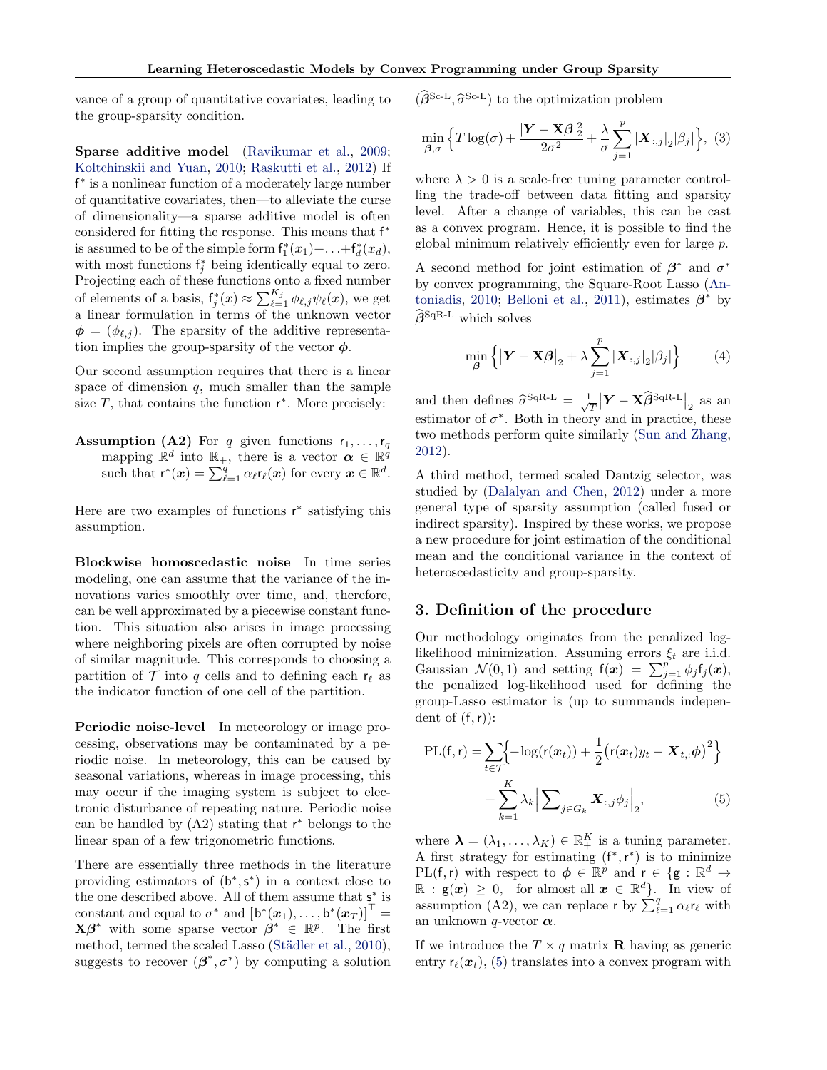vance of a group of quantitative covariates, leading to the group-sparsity condition.

**Sparse additive model** (Ravikumar et al., 2009; Koltchinskii and Yuan, 2010; Raskutti et al., 2012) If $\mathsf{f}^*$ is a nonlinear function of a moderately large number of quantitative covariates, then—to alleviate the curse of dimensionality—a sparse additive model is often considered for fitting the response. This means that $\mathsf{f}^*$ is assumed to be of the simple form $\mathsf{f}_1^*(x_1)+\ldots+\mathsf{f}_d^*(x_d)$, with most functions $\mathsf{f}_j^*$ being identically equal to zero. Projecting each of these functions onto a fixed number of elements of a basis, $\mathsf{f}_j^*(x) \approx \sum_{\ell=1}^{K_j} \phi_{\ell,j}\psi_\ell(x)$, we get a linear formulation in terms of the unknown vector $\boldsymbol{\phi} = (\phi_{\ell,j})$. The sparsity of the additive representation implies the group-sparsity of the vector $\boldsymbol{\phi}$.

Our second assumption requires that there is a linear space of dimension $q$, much smaller than the sample size $T$, that contains the function $\mathsf{r}^*$. More precisely:

**Assumption (A2)** For $q$ given functions $\mathsf{r}_1,\ldots,\mathsf{r}_q$ mapping $\mathbb{R}^d$ into $\mathbb{R}_+$, there is a vector $\boldsymbol{\alpha} \in \mathbb{R}^q$ such that $\mathsf{r}^*(\boldsymbol{x}) = \sum_{\ell=1}^q \alpha_\ell \mathsf{r}_\ell(\boldsymbol{x})$ for every $\boldsymbol{x} \in \mathbb{R}^d$.

Here are two examples of functions $\mathsf{r}^*$ satisfying this assumption.

**Blockwise homoscedastic noise** In time series modeling, one can assume that the variance of the innovations varies smoothly over time, and, therefore, can be well approximated by a piecewise constant function. This situation also arises in image processing where neighboring pixels are often corrupted by noise of similar magnitude. This corresponds to choosing a partition of $\mathcal{T}$ into $q$ cells and to defining each $\mathsf{r}_\ell$ as the indicator function of one cell of the partition.

**Periodic noise-level** In meteorology or image processing, observations may be contaminated by a periodic noise. In meteorology, this can be caused by seasonal variations, whereas in image processing, this may occur if the imaging system is subject to electronic disturbance of repeating nature. Periodic noise can be handled by (A2) stating that $\mathsf{r}^*$ belongs to the linear span of a few trigonometric functions.

There are essentially three methods in the literature providing estimators of $(\mathsf{b}^*,\mathsf{s}^*)$ in a context close to the one described above. All of them assume that $\mathsf{s}^*$ is constant and equal to $\sigma^*$ and $[\mathsf{b}^*(\boldsymbol{x}_1),\ldots,\mathsf{b}^*(\boldsymbol{x}_T)]^\top = \mathbf{X}\boldsymbol{\beta}^*$ with some sparse vector $\boldsymbol{\beta}^* \in \mathbb{R}^p$. The first method, termed the scaled Lasso (Städler et al., 2010), suggests to recover $(\boldsymbol{\beta}^*,\sigma^*)$ by computing a solution $(\widehat{\boldsymbol{\beta}}^{\text{Sc-L}},\widehat{\sigma}^{\text{Sc-L}})$ to the optimization problem

$$\min_{\boldsymbol{\beta},\sigma}\Big\{T\log(\sigma)+\frac{|\boldsymbol{Y}-\mathbf{X}\boldsymbol{\beta}|_2^2}{2\sigma^2}+\frac{\lambda}{\sigma}\sum_{j=1}^p|\boldsymbol{X}_{:,j}|_2|\beta_j|\Big\}, \quad (3)$$

where $\lambda > 0$ is a scale-free tuning parameter controlling the trade-off between data fitting and sparsity level. After a change of variables, this can be cast as a convex program. Hence, it is possible to find the global minimum relatively efficiently even for large $p$.

A second method for joint estimation of $\boldsymbol{\beta}^*$ and $\sigma^*$ by convex programming, the Square-Root Lasso (Antoniadis, 2010; Belloni et al., 2011), estimates $\boldsymbol{\beta}^*$ by $\widehat{\boldsymbol{\beta}}^{\text{SqR-L}}$ which solves

$$\min_{\boldsymbol{\beta}}\Big\{\big|\boldsymbol{Y}-\mathbf{X}\boldsymbol{\beta}\big|_2+\lambda\sum_{j=1}^p|\boldsymbol{X}_{:,j}|_2|\beta_j|\Big\} \quad (4)$$

and then defines $\widehat{\sigma}^{\text{SqR-L}} = \frac{1}{\sqrt{T}}\big|\boldsymbol{Y}-\mathbf{X}\widehat{\boldsymbol{\beta}}^{\text{SqR-L}}\big|_2$ as an estimator of $\sigma^*$. Both in theory and in practice, these two methods perform quite similarly (Sun and Zhang, 2012).

A third method, termed scaled Dantzig selector, was studied by (Dalalyan and Chen, 2012) under a more general type of sparsity assumption (called fused or indirect sparsity). Inspired by these works, we propose a new procedure for joint estimation of the conditional mean and the conditional variance in the context of heteroscedasticity and group-sparsity.

## 3. Definition of the procedure

Our methodology originates from the penalized log-likelihood minimization. Assuming errors $\xi_t$ are i.i.d. Gaussian $\mathcal{N}(0,1)$ and setting $\mathsf{f}(\boldsymbol{x}) = \sum_{j=1}^p \phi_j \mathsf{f}_j(\boldsymbol{x})$, the penalized log-likelihood used for defining the group-Lasso estimator is (up to summands independent of $(\mathsf{f},\mathsf{r})$):

$$\begin{aligned}\text{PL}(\mathsf{f},\mathsf{r}) = &\sum_{t\in\mathcal{T}}\Big\{-\log(\mathsf{r}(\boldsymbol{x}_t))+\frac{1}{2}\big(\mathsf{r}(\boldsymbol{x}_t)y_t-\boldsymbol{X}_{t,:}\boldsymbol{\phi}\big)^2\Big\}\\ &+\sum_{k=1}^K\lambda_k\Big|\sum_{j\in G_k}\boldsymbol{X}_{:,j}\phi_j\Big|_2,\end{aligned} \quad (5)$$

where $\boldsymbol{\lambda} = (\lambda_1,\ldots,\lambda_K) \in \mathbb{R}_+^K$ is a tuning parameter. A first strategy for estimating $(\mathsf{f}^*,\mathsf{r}^*)$ is to minimize $\text{PL}(\mathsf{f},\mathsf{r})$ with respect to $\boldsymbol{\phi} \in \mathbb{R}^p$ and $\mathsf{r} \in \{\mathsf{g} : \mathbb{R}^d \to \mathbb{R} : \mathsf{g}(\boldsymbol{x}) \geq 0, \;\text{ for almost all } \boldsymbol{x} \in \mathbb{R}^d\}$. In view of assumption (A2), we can replace $\mathsf{r}$ by $\sum_{\ell=1}^q \alpha_\ell \mathsf{r}_\ell$ with an unknown $q$-vector $\boldsymbol{\alpha}$.

If we introduce the $T \times q$ matrix $\mathbf{R}$ having as generic entry $\mathsf{r}_\ell(\boldsymbol{x}_t)$, (5) translates into a convex program with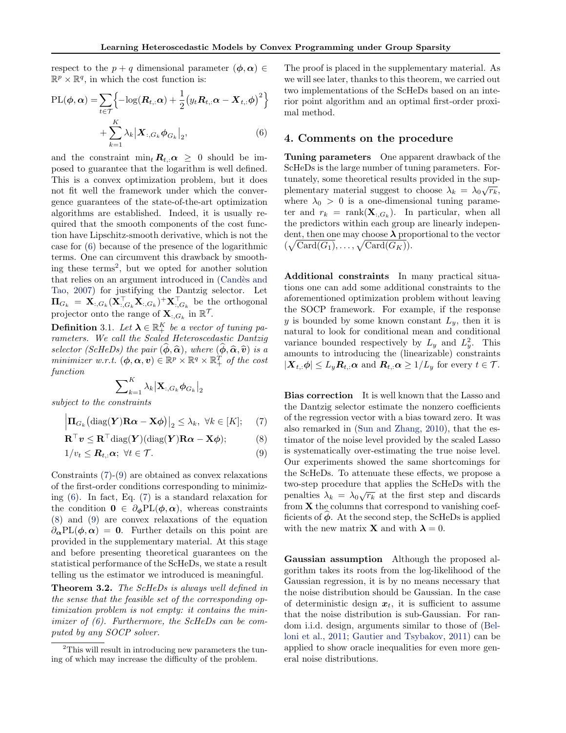respect to the $p + q$ dimensional parameter $(\boldsymbol{\phi}, \boldsymbol{\alpha}) \in \mathbb{R}^p \times \mathbb{R}^q$, in which the cost function is:

$$\mathrm{PL}(\boldsymbol{\phi}, \boldsymbol{\alpha}) = \sum_{t \in \mathcal{T}} \Big\{ -\log(\boldsymbol{R}_{t,:}\boldsymbol{\alpha}) + \frac{1}{2}\big(y_t \boldsymbol{R}_{t,:}\boldsymbol{\alpha} - \boldsymbol{X}_{t,:}\boldsymbol{\phi}\big)^2 \Big\} + \sum_{k=1}^{K} \lambda_k \big|\boldsymbol{X}_{:,G_k}\boldsymbol{\phi}_{G_k}\big|_2, \tag{6}$$

and the constraint $\min_t \boldsymbol{R}_{t,:}\boldsymbol{\alpha} \geq 0$ should be imposed to guarantee that the logarithm is well defined. This is a convex optimization problem, but it does not fit well the framework under which the convergence guarantees of the state-of-the-art optimization algorithms are established. Indeed, it is usually required that the smooth components of the cost function have Lipschitz-smooth derivative, which is not the case for (6) because of the presence of the logarithmic terms. One can circumvent this drawback by smoothing these terms[2], but we opted for another solution that relies on an argument introduced in (Candès and Tao, 2007) for justifying the Dantzig selector. Let $\boldsymbol{\Pi}_{G_k} = \mathbf{X}_{:,G_k}(\mathbf{X}_{:,G_k}^\top \mathbf{X}_{:,G_k})^+ \mathbf{X}_{:,G_k}^\top$ be the orthogonal projector onto the range of $\mathbf{X}_{:,G_k}$ in $\mathbb{R}^{\mathcal{T}}$.

**Definition** 3.1. *Let $\boldsymbol{\lambda} \in \mathbb{R}_+^K$ be a vector of tuning parameters. We call the Scaled Heteroscedastic Dantzig selector (ScHeDs) the pair $(\widehat{\boldsymbol{\phi}}, \widehat{\boldsymbol{\alpha}})$, where $(\widehat{\boldsymbol{\phi}}, \widehat{\boldsymbol{\alpha}}, \widehat{\boldsymbol{v}})$ is a minimizer w.r.t. $(\boldsymbol{\phi}, \boldsymbol{\alpha}, \boldsymbol{v}) \in \mathbb{R}^p \times \mathbb{R}^q \times \mathbb{R}_+^T$ of the cost function*

$$\sum\nolimits_{k=1}^{K} \lambda_k \big|\mathbf{X}_{:,G_k}\boldsymbol{\phi}_{G_k}\big|_2$$

*subject to the constraints*

$$\Big|\boldsymbol{\Pi}_{G_k}\big(\mathrm{diag}(\boldsymbol{Y})\mathbf{R}\boldsymbol{\alpha} - \mathbf{X}\boldsymbol{\phi}\big)\Big|_2 \leq \lambda_k, \ \forall k \in [K]; \tag{7}$$

$$\mathbf{R}^\top \boldsymbol{v} \leq \mathbf{R}^\top \mathrm{diag}(\boldsymbol{Y})(\mathrm{diag}(\boldsymbol{Y})\mathbf{R}\boldsymbol{\alpha} - \mathbf{X}\boldsymbol{\phi}); \tag{8}$$

$$1/v_t \leq \boldsymbol{R}_{t,:}\boldsymbol{\alpha}; \ \forall t \in \mathcal{T}. \tag{9}$$

Constraints (7)-(9) are obtained as convex relaxations of the first-order conditions corresponding to minimizing (6). In fact, Eq. (7) is a standard relaxation for the condition $\mathbf{0} \in \partial_{\boldsymbol{\phi}}\mathrm{PL}(\boldsymbol{\phi}, \boldsymbol{\alpha})$, whereas constraints (8) and (9) are convex relaxations of the equation $\partial_{\boldsymbol{\alpha}}\mathrm{PL}(\boldsymbol{\phi}, \boldsymbol{\alpha}) = \mathbf{0}$. Further details on this point are provided in the supplementary material. At this stage and before presenting theoretical guarantees on the statistical performance of the ScHeDs, we state a result telling us the estimator we introduced is meaningful.

**Theorem 3.2.** *The ScHeDs is always well defined in the sense that the feasible set of the corresponding optimization problem is not empty: it contains the minimizer of (6). Furthermore, the ScHeDs can be computed by any SOCP solver.*

[2] This will result in introducing new parameters the tuning of which may increase the difficulty of the problem.

The proof is placed in the supplementary material. As we will see later, thanks to this theorem, we carried out two implementations of the ScHeDs based on an interior point algorithm and an optimal first-order proximal method.

## 4. Comments on the procedure

**Tuning parameters** One apparent drawback of the ScHeDs is the large number of tuning parameters. Fortunately, some theoretical results provided in the supplementary material suggest to choose $\lambda_k = \lambda_0\sqrt{r_k}$, where $\lambda_0 > 0$ is a one-dimensional tuning parameter and $r_k = \mathrm{rank}(\mathbf{X}_{:,G_k})$. In particular, when all the predictors within each group are linearly independent, then one may choose $\boldsymbol{\lambda}$ proportional to the vector $(\sqrt{\mathrm{Card}(G_1)}, \ldots, \sqrt{\mathrm{Card}(G_K)})$.

**Additional constraints** In many practical situations one can add some additional constraints to the aforementioned optimization problem without leaving the SOCP framework. For example, if the response $y$ is bounded by some known constant $L_y$, then it is natural to look for conditional mean and conditional variance bounded respectively by $L_y$ and $L_y^2$. This amounts to introducing the (linearizable) constraints $|\boldsymbol{X}_{t,:}\boldsymbol{\phi}| \leq L_y \boldsymbol{R}_{t,:}\boldsymbol{\alpha}$ and $\boldsymbol{R}_{t,:}\boldsymbol{\alpha} \geq 1/L_y$ for every $t \in \mathcal{T}$.

**Bias correction** It is well known that the Lasso and the Dantzig selector estimate the nonzero coefficients of the regression vector with a bias toward zero. It was also remarked in (Sun and Zhang, 2010), that the estimator of the noise level provided by the scaled Lasso is systematically over-estimating the true noise level. Our experiments showed the same shortcomings for the ScHeDs. To attenuate these effects, we propose a two-step procedure that applies the ScHeDs with the penalties $\lambda_k = \lambda_0\sqrt{r_k}$ at the first step and discards from $\mathbf{X}$ the columns that correspond to vanishing coefficients of $\widehat{\boldsymbol{\phi}}$. At the second step, the ScHeDs is applied with the new matrix $\mathbf{X}$ and with $\boldsymbol{\lambda} = 0$.

**Gaussian assumption** Although the proposed algorithm takes its roots from the log-likelihood of the Gaussian regression, it is by no means necessary that the noise distribution should be Gaussian. In the case of deterministic design $\boldsymbol{x}_t$, it is sufficient to assume that the noise distribution is sub-Gaussian. For random i.i.d. design, arguments similar to those of (Belloni et al., 2011; Gautier and Tsybakov, 2011) can be applied to show oracle inequalities for even more general noise distributions.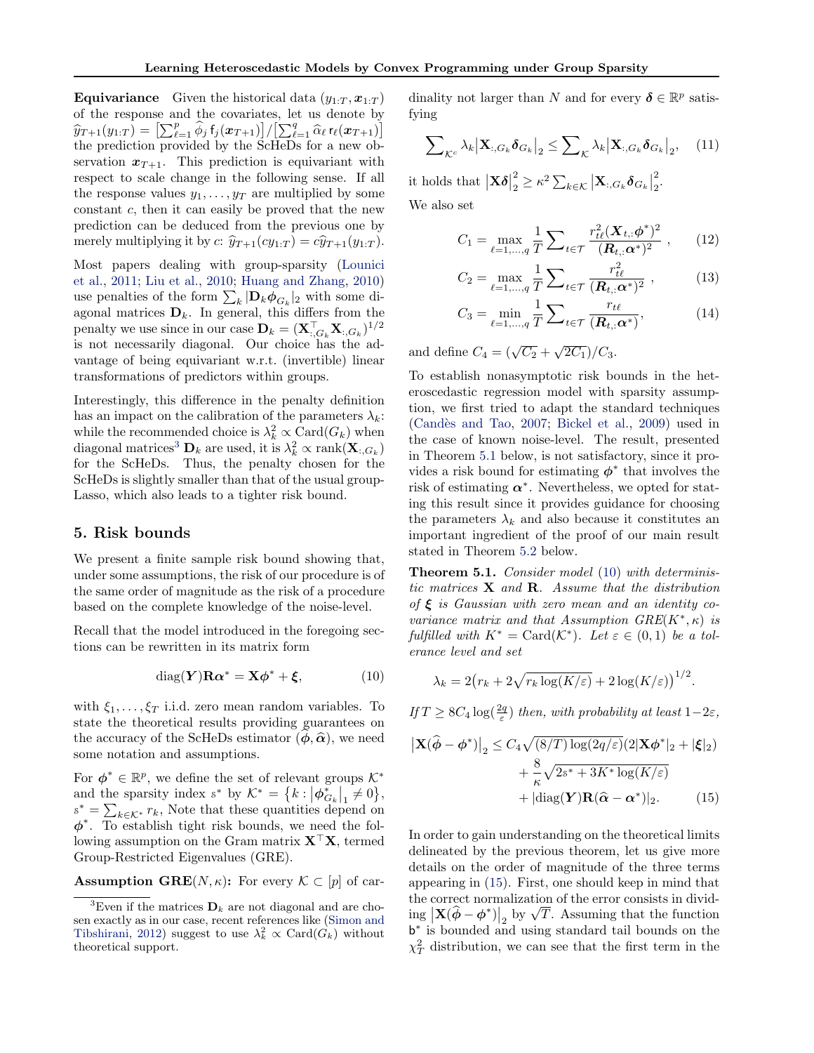**Equivariance** Given the historical data $(y_{1:T}, \boldsymbol{x}_{1:T})$ of the response and the covariates, let us denote by $\widehat{y}_{T+1}(y_{1:T}) = \big[\sum_{\ell=1}^p \widehat{\phi}_j \, \mathsf{f}_j(\boldsymbol{x}_{T+1})\big] / \big[\sum_{\ell=1}^q \widehat{\alpha}_\ell \, \mathsf{r}_\ell(\boldsymbol{x}_{T+1})\big]$ the prediction provided by the ScHeDs for a new observation $\boldsymbol{x}_{T+1}$. This prediction is equivariant with respect to scale change in the following sense. If all the response values $y_1, \ldots, y_T$ are multiplied by some constant $c$, then it can easily be proved that the new prediction can be deduced from the previous one by merely multiplying it by $c$: $\widehat{y}_{T+1}(cy_{1:T}) = c\widehat{y}_{T+1}(y_{1:T})$.

Most papers dealing with group-sparsity (Lounici et al., 2011; Liu et al., 2010; Huang and Zhang, 2010) use penalties of the form $\sum_k |\mathbf{D}_k \boldsymbol{\phi}_{G_k}|_2$ with some diagonal matrices $\mathbf{D}_k$. In general, this differs from the penalty we use since in our case $\mathbf{D}_k = (\mathbf{X}_{:,G_k}^\top \mathbf{X}_{:,G_k})^{1/2}$ is not necessarily diagonal. Our choice has the advantage of being equivariant w.r.t. (invertible) linear transformations of predictors within groups.

Interestingly, this difference in the penalty definition has an impact on the calibration of the parameters $\lambda_k$: while the recommended choice is $\lambda_k^2 \propto \mathrm{Card}(G_k)$ when diagonal matrices[3] $\mathbf{D}_k$ are used, it is $\lambda_k^2 \propto \mathrm{rank}(\mathbf{X}_{:,G_k})$ for the ScHeDs. Thus, the penalty chosen for the ScHeDs is slightly smaller than that of the usual group-Lasso, which also leads to a tighter risk bound.

## 5. Risk bounds

We present a finite sample risk bound showing that, under some assumptions, the risk of our procedure is of the same order of magnitude as the risk of a procedure based on the complete knowledge of the noise-level.

Recall that the model introduced in the foregoing sections can be rewritten in its matrix form

$$\mathrm{diag}(\boldsymbol{Y})\mathbf{R}\boldsymbol{\alpha}^* = \mathbf{X}\boldsymbol{\phi}^* + \boldsymbol{\xi}, \tag{10}$$

with $\xi_1, \ldots, \xi_T$ i.i.d. zero mean random variables. To state the theoretical results providing guarantees on the accuracy of the ScHeDs estimator $(\widehat{\boldsymbol{\phi}}, \widehat{\boldsymbol{\alpha}})$, we need some notation and assumptions.

For $\boldsymbol{\phi}^* \in \mathbb{R}^p$, we define the set of relevant groups $\mathcal{K}^*$ and the sparsity index $s^*$ by $\mathcal{K}^* = \{k : |\boldsymbol{\phi}^*_{G_k}|_1 \neq 0\}$, $s^* = \sum_{k \in \mathcal{K}^*} r_k$. Note that these quantities depend on $\boldsymbol{\phi}^*$. To establish tight risk bounds, we need the following assumption on the Gram matrix $\mathbf{X}^\top\mathbf{X}$, termed Group-Restricted Eigenvalues (GRE).

**Assumption GRE$(N, \kappa)$:** For every $\mathcal{K} \subset [p]$ of cardinality not larger than $N$ and for every $\boldsymbol{\delta} \in \mathbb{R}^p$ satisfying

$$\sum\nolimits_{\mathcal{K}^c} \lambda_k \big|\mathbf{X}_{:,G_k}\boldsymbol{\delta}_{G_k}\big|_2 \le \sum\nolimits_{\mathcal{K}} \lambda_k \big|\mathbf{X}_{:,G_k}\boldsymbol{\delta}_{G_k}\big|_2, \tag{11}$$

it holds that $\big|\mathbf{X}\boldsymbol{\delta}\big|_2^2 \ge \kappa^2 \sum_{k \in \mathcal{K}} \big|\mathbf{X}_{:,G_k}\boldsymbol{\delta}_{G_k}\big|_2^2$.

We also set

$$C_1 = \max_{\ell=1,\ldots,q} \frac{1}{T} \sum\nolimits_{t \in \mathcal{T}} \frac{r_{t\ell}^2 (\boldsymbol{X}_{t,:}\boldsymbol{\phi}^*)^2}{(\boldsymbol{R}_{t,:}\boldsymbol{\alpha}^*)^2}, \tag{12}$$

$$C_2 = \max_{\ell=1,\ldots,q} \frac{1}{T} \sum\nolimits_{t \in \mathcal{T}} \frac{r_{t\ell}^2}{(\boldsymbol{R}_{t,:}\boldsymbol{\alpha}^*)^2}, \tag{13}$$

$$C_3 = \min_{\ell=1,\ldots,q} \frac{1}{T} \sum\nolimits_{t \in \mathcal{T}} \frac{r_{t\ell}}{(\boldsymbol{R}_{t,:}\boldsymbol{\alpha}^*)}, \tag{14}$$

and define $C_4 = (\sqrt{C_2} + \sqrt{2C_1})/C_3$.

To establish nonasymptotic risk bounds in the heteroscedastic regression model with sparsity assumption, we first tried to adapt the standard techniques (Candès and Tao, 2007; Bickel et al., 2009) used in the case of known noise-level. The result, presented in Theorem 5.1 below, is not satisfactory, since it provides a risk bound for estimating $\boldsymbol{\phi}^*$ that involves the risk of estimating $\boldsymbol{\alpha}^*$. Nevertheless, we opted for stating this result since it provides guidance for choosing the parameters $\lambda_k$ and also because it constitutes an important ingredient of the proof of our main result stated in Theorem 5.2 below.

**Theorem 5.1.** *Consider model (10) with deterministic matrices $\mathbf{X}$ and $\mathbf{R}$. Assume that the distribution of $\boldsymbol{\xi}$ is Gaussian with zero mean and an identity covariance matrix and that Assumption GRE$(K^*, \kappa)$ is fulfilled with $K^* = \mathrm{Card}(\mathcal{K}^*)$. Let $\varepsilon \in (0,1)$ be a tolerance level and set*

$$\lambda_k = 2\big(r_k + 2\sqrt{r_k \log(K/\varepsilon)} + 2\log(K/\varepsilon)\big)^{1/2}.$$

*If $T \ge 8C_4 \log(\frac{2q}{\varepsilon})$ then, with probability at least $1 - 2\varepsilon$,*

$$\begin{aligned}\big|\mathbf{X}(\widehat{\boldsymbol{\phi}} - \boldsymbol{\phi}^*)\big|_2 &\le C_4\sqrt{(8/T)\log(2q/\varepsilon)}(2|\mathbf{X}\boldsymbol{\phi}^*|_2 + |\boldsymbol{\xi}|_2) \\ &\quad + \frac{8}{\kappa}\sqrt{2s^* + 3K^*\log(K/\varepsilon)} \\ &\quad + |\mathrm{diag}(\boldsymbol{Y})\mathbf{R}(\widehat{\boldsymbol{\alpha}} - \boldsymbol{\alpha}^*)|_2. \end{aligned} \tag{15}$$

In order to gain understanding on the theoretical limits delineated by the previous theorem, let us give more details on the order of magnitude of the three terms appearing in (15). First, one should keep in mind that the correct normalization of the error consists in dividing $\big|\mathbf{X}(\widehat{\boldsymbol{\phi}} - \boldsymbol{\phi}^*)\big|_2$ by $\sqrt{T}$. Assuming that the function $\mathsf{b}^*$ is bounded and using standard tail bounds on the $\chi_T^2$ distribution, we can see that the first term in the

[3] Even if the matrices $\mathbf{D}_k$ are not diagonal and are chosen exactly as in our case, recent references like (Simon and Tibshirani, 2012) suggest to use $\lambda_k^2 \propto \mathrm{Card}(G_k)$ without theoretical support.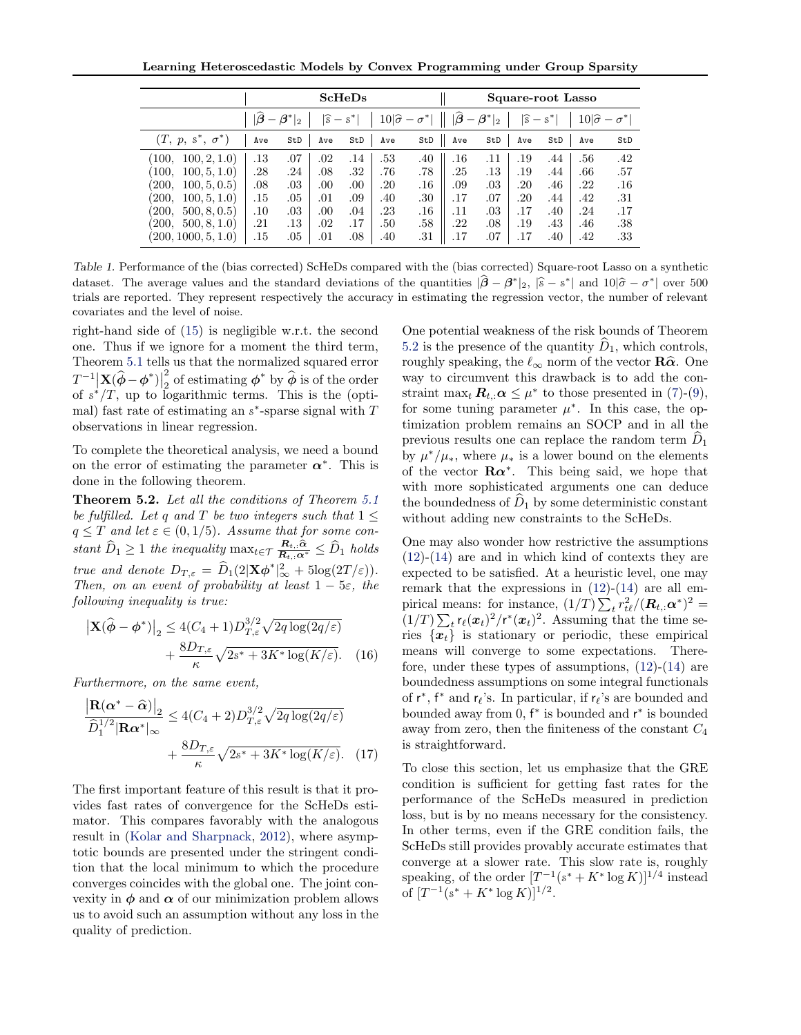| | ScHeDs | | | | | | Square-root Lasso | | | | | |
|---|---|---|---|---|---|---|---|---|---|---|---|---|
| | $\|\widehat{\beta}-\beta^*\|_2$ | | $\|\widehat{s}-s^*\|$ | | $10\|\widehat{\sigma}-\sigma^*\|$ | | $\|\widehat{\beta}-\beta^*\|_2$ | | $\|\widehat{s}-s^*\|$ | | $10\|\widehat{\sigma}-\sigma^*\|$ | |
| $(T,\ p,\ s^*,\ \sigma^*)$ | Ave | StD | Ave | StD | Ave | StD | Ave | StD | Ave | StD | Ave | StD |
| $(100,\ 100, 2, 1.0)$ | .13 | .07 | .02 | .14 | .53 | .40 | .16 | .11 | .19 | .44 | .56 | .42 |
| $(100,\ 100, 5, 1.0)$ | .28 | .24 | .08 | .32 | .76 | .78 | .25 | .13 | .19 | .44 | .66 | .57 |
| $(200,\ 100, 5, 0.5)$ | .08 | .03 | .00 | .00 | .20 | .16 | .09 | .03 | .20 | .46 | .22 | .16 |
| $(200,\ 100, 5, 1.0)$ | .15 | .05 | .01 | .09 | .40 | .30 | .17 | .07 | .20 | .44 | .42 | .31 |
| $(200,\ 500, 8, 0.5)$ | .10 | .03 | .00 | .04 | .23 | .16 | .11 | .03 | .17 | .40 | .24 | .17 |
| $(200,\ 500, 8, 1.0)$ | .21 | .13 | .02 | .17 | .50 | .58 | .22 | .08 | .19 | .43 | .46 | .38 |
| $(200, 1000, 5, 1.0)$ | .15 | .05 | .01 | .08 | .40 | .31 | .17 | .07 | .17 | .40 | .42 | .33 |

Table 1. Performance of the (bias corrected) ScHeDs compared with the (bias corrected) Square-root Lasso on a synthetic dataset. The average values and the standard deviations of the quantities $|\widehat{\beta}-\beta^*|_2$, $|\widehat{s}-s^*|$ and $10|\widehat{\sigma}-\sigma^*|$ over 500 trials are reported. They represent respectively the accuracy in estimating the regression vector, the number of relevant covariates and the level of noise.

right-hand side of (15) is negligible w.r.t. the second one. Thus if we ignore for a moment the third term, Theorem 5.1 tells us that the normalized squared error $T^{-1}\big|\mathbf{X}(\widehat{\phi}-\phi^*)\big|_2^2$ of estimating $\phi^*$ by $\widehat{\phi}$ is of the order of $s^*/T$, up to logarithmic terms. This is the (optimal) fast rate of estimating an $s^*$-sparse signal with $T$ observations in linear regression.

To complete the theoretical analysis, we need a bound on the error of estimating the parameter $\alpha^*$. This is done in the following theorem.

**Theorem 5.2.** *Let all the conditions of Theorem 5.1 be fulfilled. Let $q$ and $T$ be two integers such that $1 \leq q \leq T$ and let $\varepsilon \in (0, 1/5)$. Assume that for some constant $\widehat{D}_1 \geq 1$ the inequality $\max_{t\in\mathcal{T}} \frac{\boldsymbol{R}_{t,:}\widehat{\alpha}}{\boldsymbol{R}_{t,:}\alpha^*} \leq \widehat{D}_1$ holds true and denote $D_{T,\varepsilon} = \widehat{D}_1(2|\mathbf{X}\phi^*|_\infty^2 + 5\log(2T/\varepsilon))$. Then, on an event of probability at least $1-5\varepsilon$, the following inequality is true:*

$$\big|\mathbf{X}(\widehat{\phi}-\phi^*)\big|_2 \leq 4(C_4+1)D_{T,\varepsilon}^{3/2}\sqrt{2q\log(2q/\varepsilon)} + \frac{8D_{T,\varepsilon}}{\kappa}\sqrt{2s^*+3K^*\log(K/\varepsilon)}. \quad (16)$$

*Furthermore, on the same event,*

$$\frac{\big|\mathbf{R}(\alpha^*-\widehat{\alpha})\big|_2}{\widehat{D}_1^{1/2}|\mathbf{R}\alpha^*|_\infty} \leq 4(C_4+2)D_{T,\varepsilon}^{3/2}\sqrt{2q\log(2q/\varepsilon)} + \frac{8D_{T,\varepsilon}}{\kappa}\sqrt{2s^*+3K^*\log(K/\varepsilon)}. \quad (17)$$

The first important feature of this result is that it provides fast rates of convergence for the ScHeDs estimator. This compares favorably with the analogous result in (Kolar and Sharpnack, 2012), where asymptotic bounds are presented under the stringent condition that the local minimum to which the procedure converges coincides with the global one. The joint convexity in $\phi$ and $\alpha$ of our minimization problem allows us to avoid such an assumption without any loss in the quality of prediction.

One potential weakness of the risk bounds of Theorem 5.2 is the presence of the quantity $\widehat{D}_1$, which controls, roughly speaking, the $\ell_\infty$ norm of the vector $\mathbf{R}\widehat{\alpha}$. One way to circumvent this drawback is to add the constraint $\max_t \boldsymbol{R}_{t,:}\alpha \leq \mu^*$ to those presented in (7)-(9), for some tuning parameter $\mu^*$. In this case, the optimization problem remains an SOCP and in all the previous results one can replace the random term $\widehat{D}_1$ by $\mu^*/\mu_*$, where $\mu_*$ is a lower bound on the elements of the vector $\mathbf{R}\alpha^*$. This being said, we hope that with more sophisticated arguments one can deduce the boundedness of $\widehat{D}_1$ by some deterministic constant without adding new constraints to the ScHeDs.

One may also wonder how restrictive the assumptions (12)-(14) are and in which kind of contexts they are expected to be satisfied. At a heuristic level, one may remark that the expressions in (12)-(14) are all empirical means: for instance, $(1/T)\sum_t r_{t\ell}^2/(\boldsymbol{R}_{t,:}\alpha^*)^2 = (1/T)\sum_t \mathsf{r}_\ell(\boldsymbol{x}_t)^2/\mathsf{r}^*(\boldsymbol{x}_t)^2$. Assuming that the time series $\{\boldsymbol{x}_t\}$ is stationary or periodic, these empirical means will converge to some expectations. Therefore, under these types of assumptions, (12)-(14) are boundedness assumptions on some integral functionals of $\mathsf{r}^*$, $\mathsf{f}^*$ and $\mathsf{r}_\ell$'s. In particular, if $\mathsf{r}_\ell$'s are bounded and bounded away from 0, $\mathsf{f}^*$ is bounded and $\mathsf{r}^*$ is bounded away from zero, then the finiteness of the constant $C_4$ is straightforward.

To close this section, let us emphasize that the GRE condition is sufficient for getting fast rates for the performance of the ScHeDs measured in prediction loss, but is by no means necessary for the consistency. In other terms, even if the GRE condition fails, the ScHeDs still provides provably accurate estimates that converge at a slower rate. This slow rate is, roughly speaking, of the order $[T^{-1}(s^*+K^*\log K)]^{1/4}$ instead of $[T^{-1}(s^*+K^*\log K)]^{1/2}$.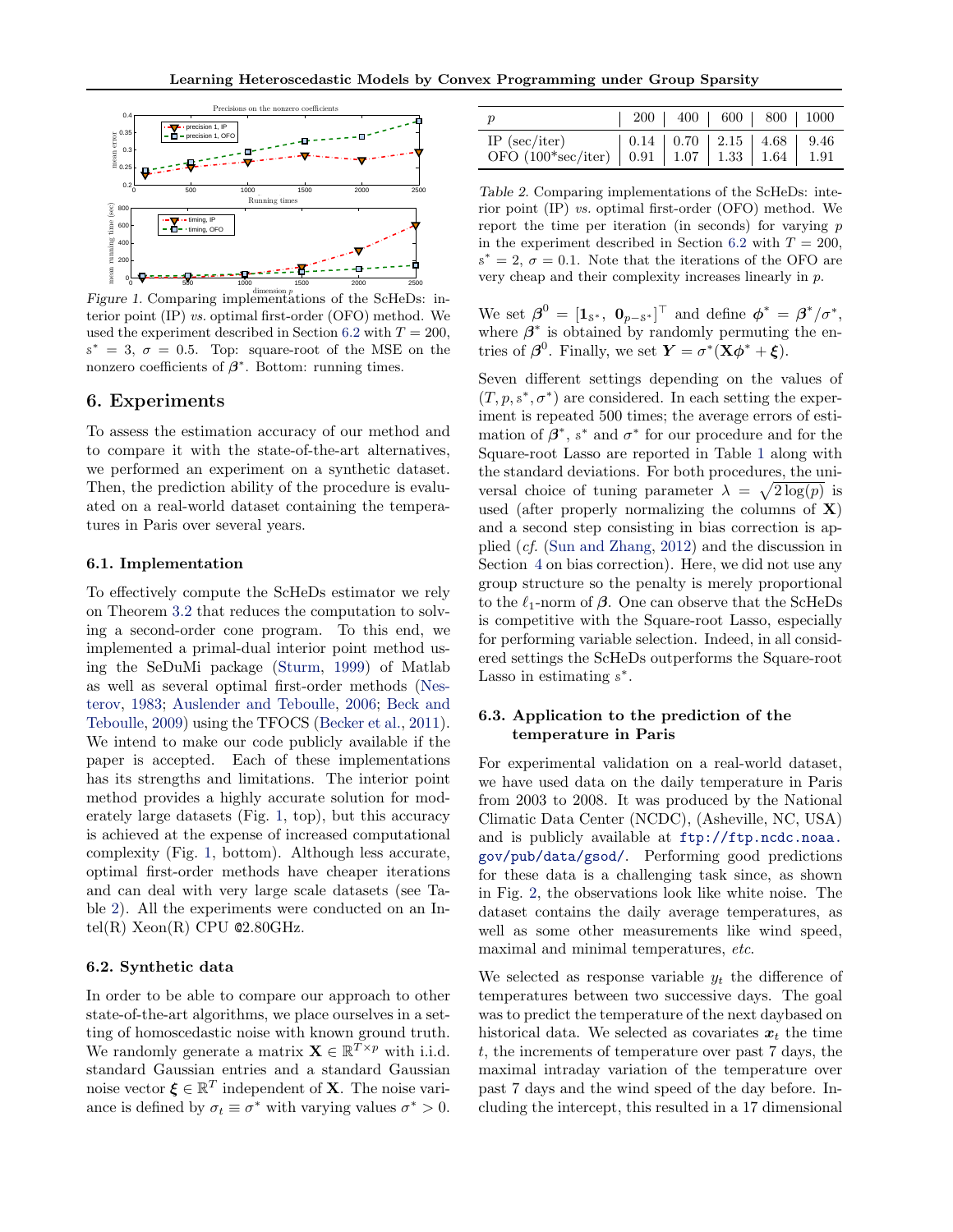Figure 1. Comparing implementations of the ScHeDs: interior point (IP) *vs.* optimal first-order (OFO) method. We used the experiment described in Section 6.2 with $T = 200$, $s^* = 3$, $\sigma = 0.5$. Top: square-root of the MSE on the nonzero coefficients of $\boldsymbol{\beta}^*$. Bottom: running times.

| $p$ | 200 | 400 | 600 | 800 | 1000 |
|---|---|---|---|---|---|
| IP (sec/iter) | 0.14 | 0.70 | 2.15 | 4.68 | 9.46 |
| OFO (100*sec/iter) | 0.91 | 1.07 | 1.33 | 1.64 | 1.91 |

*Table 2.* Comparing implementations of the ScHeDs: interior point (IP) *vs.* optimal first-order (OFO) method. We report the time per iteration (in seconds) for varying $p$ in the experiment described in Section 6.2 with $T = 200$, $s^* = 2$, $\sigma = 0.1$. Note that the iterations of the OFO are very cheap and their complexity increases linearly in $p$.

## 6. Experiments

To assess the estimation accuracy of our method and to compare it with the state-of-the-art alternatives, we performed an experiment on a synthetic dataset. Then, the prediction ability of the procedure is evaluated on a real-world dataset containing the temperatures in Paris over several years.

### 6.1. Implementation

To effectively compute the ScHeDs estimator we rely on Theorem 3.2 that reduces the computation to solving a second-order cone program. To this end, we implemented a primal-dual interior point method using the SeDuMi package (Sturm, 1999) of Matlab as well as several optimal first-order methods (Nesterov, 1983; Auslender and Teboulle, 2006; Beck and Teboulle, 2009) using the TFOCS (Becker et al., 2011). We intend to make our code publicly available if the paper is accepted. Each of these implementations has its strengths and limitations. The interior point method provides a highly accurate solution for moderately large datasets (Fig. 1, top), but this accuracy is achieved at the expense of increased computational complexity (Fig. 1, bottom). Although less accurate, optimal first-order methods have cheaper iterations and can deal with very large scale datasets (see Table 2). All the experiments were conducted on an Intel(R) Xeon(R) CPU @2.80GHz.

### 6.2. Synthetic data

In order to be able to compare our approach to other state-of-the-art algorithms, we place ourselves in a setting of homoscedastic noise with known ground truth. We randomly generate a matrix $\mathbf{X} \in \mathbb{R}^{T\times p}$ with i.i.d. standard Gaussian entries and a standard Gaussian noise vector $\boldsymbol{\xi} \in \mathbb{R}^T$ independent of $\mathbf{X}$. The noise variance is defined by $\sigma_t \equiv \sigma^*$ with varying values $\sigma^* > 0$.

We set $\boldsymbol{\beta}^0 = [\mathbf{1}_{s^*},\ \mathbf{0}_{p-s^*}]^\top$ and define $\boldsymbol{\phi}^* = \boldsymbol{\beta}^*/\sigma^*$, where $\boldsymbol{\beta}^*$ is obtained by randomly permuting the entries of $\boldsymbol{\beta}^0$. Finally, we set $\boldsymbol{Y} = \sigma^*(\mathbf{X}\boldsymbol{\phi}^* + \boldsymbol{\xi})$.

Seven different settings depending on the values of $(T, p, s^*, \sigma^*)$ are considered. In each setting the experiment is repeated 500 times; the average errors of estimation of $\boldsymbol{\beta}^*$, $s^*$ and $\sigma^*$ for our procedure and for the Square-root Lasso are reported in Table 1 along with the standard deviations. For both procedures, the universal choice of tuning parameter $\lambda = \sqrt{2\log(p)}$ is used (after properly normalizing the columns of $\mathbf{X}$) and a second step consisting in bias correction is applied (*cf.* (Sun and Zhang, 2012) and the discussion in Section 4 on bias correction). Here, we did not use any group structure so the penalty is merely proportional to the $\ell_1$-norm of $\boldsymbol{\beta}$. One can observe that the ScHeDs is competitive with the Square-root Lasso, especially for performing variable selection. Indeed, in all considered settings the ScHeDs outperforms the Square-root Lasso in estimating $s^*$.

### 6.3. Application to the prediction of the temperature in Paris

For experimental validation on a real-world dataset, we have used data on the daily temperature in Paris from 2003 to 2008. It was produced by the National Climatic Data Center (NCDC), (Asheville, NC, USA) and is publicly available at `ftp://ftp.ncdc.noaa.gov/pub/data/gsod/`. Performing good predictions for these data is a challenging task since, as shown in Fig. 2, the observations look like white noise. The dataset contains the daily average temperatures, as well as some other measurements like wind speed, maximal and minimal temperatures, *etc.*

We selected as response variable $y_t$ the difference of temperatures between two successive days. The goal was to predict the temperature of the next daybased on historical data. We selected as covariates $\boldsymbol{x}_t$ the time $t$, the increments of temperature over past 7 days, the maximal intraday variation of the temperature over past 7 days and the wind speed of the day before. Including the intercept, this resulted in a 17 dimensional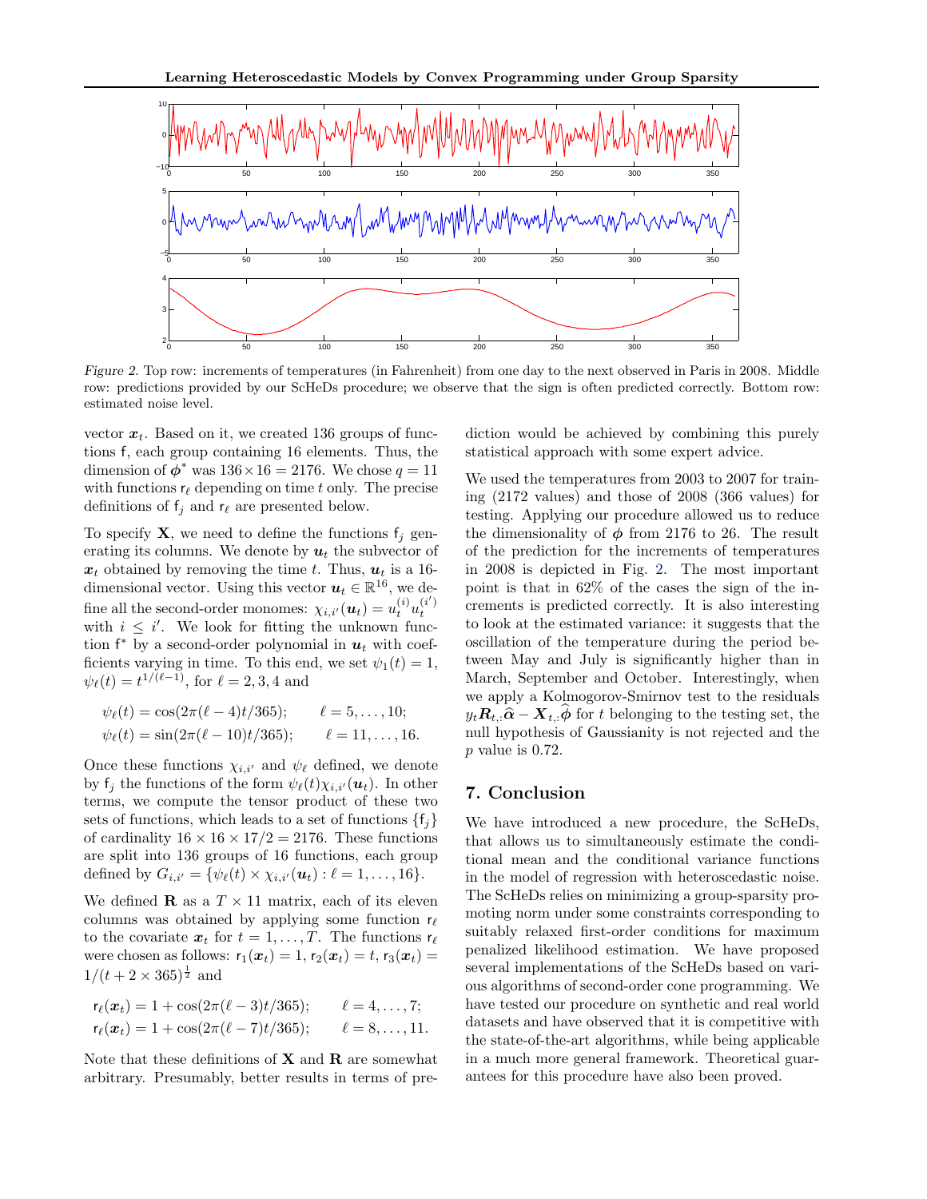*Figure 2.* Top row: increments of temperatures (in Fahrenheit) from one day to the next observed in Paris in 2008. Middle row: predictions provided by our ScHeDs procedure; we observe that the sign is often predicted correctly. Bottom row: estimated noise level.

vector $\boldsymbol{x}_t$. Based on it, we created 136 groups of functions $\mathsf{f}$, each group containing 16 elements. Thus, the dimension of $\boldsymbol{\phi}^*$ was $136 \times 16 = 2176$. We chose $q = 11$ with functions $\mathsf{r}_\ell$ depending on time $t$ only. The precise definitions of $\mathsf{f}_j$ and $\mathsf{r}_\ell$ are presented below.

To specify $\mathbf{X}$, we need to define the functions $\mathsf{f}_j$ generating its columns. We denote by $\boldsymbol{u}_t$ the subvector of $\boldsymbol{x}_t$ obtained by removing the time $t$. Thus, $\boldsymbol{u}_t$ is a 16-dimensional vector. Using this vector $\boldsymbol{u}_t \in \mathbb{R}^{16}$, we define all the second-order monomes: $\chi_{i,i'}(\boldsymbol{u}_t) = u_t^{(i)} u_t^{(i')}$ with $i \leq i'$. We look for fitting the unknown function $\mathsf{f}^*$ by a second-order polynomial in $\boldsymbol{u}_t$ with coefficients varying in time. To this end, we set $\psi_1(t) = 1$, $\psi_\ell(t) = t^{1/(\ell-1)}$, for $\ell = 2, 3, 4$ and

$$\psi_\ell(t) = \cos(2\pi(\ell-4)t/365); \qquad \ell = 5, \ldots, 10;$$
$$\psi_\ell(t) = \sin(2\pi(\ell-10)t/365); \qquad \ell = 11, \ldots, 16.$$

Once these functions $\chi_{i,i'}$ and $\psi_\ell$ defined, we denote by $\mathsf{f}_j$ the functions of the form $\psi_\ell(t)\chi_{i,i'}(\boldsymbol{u}_t)$. In other terms, we compute the tensor product of these two sets of functions, which leads to a set of functions $\{\mathsf{f}_j\}$ of cardinality $16 \times 16 \times 17/2 = 2176$. These functions are split into 136 groups of 16 functions, each group defined by $G_{i,i'} = \{\psi_\ell(t) \times \chi_{i,i'}(\boldsymbol{u}_t) : \ell = 1, \ldots, 16\}$.

We defined $\mathbf{R}$ as a $T \times 11$ matrix, each of its eleven columns was obtained by applying some function $\mathsf{r}_\ell$ to the covariate $\boldsymbol{x}_t$ for $t = 1, \ldots, T$. The functions $\mathsf{r}_\ell$ were chosen as follows: $\mathsf{r}_1(\boldsymbol{x}_t) = 1$, $\mathsf{r}_2(\boldsymbol{x}_t) = t$, $\mathsf{r}_3(\boldsymbol{x}_t) = 1/(t + 2 \times 365)^{\frac{1}{2}}$ and

$$\mathsf{r}_\ell(\boldsymbol{x}_t) = 1 + \cos(2\pi(\ell-3)t/365); \qquad \ell = 4, \ldots, 7;$$
$$\mathsf{r}_\ell(\boldsymbol{x}_t) = 1 + \cos(2\pi(\ell-7)t/365); \qquad \ell = 8, \ldots, 11.$$

Note that these definitions of $\mathbf{X}$ and $\mathbf{R}$ are somewhat arbitrary. Presumably, better results in terms of prediction would be achieved by combining this purely statistical approach with some expert advice.

We used the temperatures from 2003 to 2007 for training (2172 values) and those of 2008 (366 values) for testing. Applying our procedure allowed us to reduce the dimensionality of $\boldsymbol{\phi}$ from 2176 to 26. The result of the prediction for the increments of temperatures in 2008 is depicted in Fig. 2. The most important point is that in 62% of the cases the sign of the increments is predicted correctly. It is also interesting to look at the estimated variance: it suggests that the oscillation of the temperature during the period between May and July is significantly higher than in March, September and October. Interestingly, when we apply a Kolmogorov-Smirnov test to the residuals $y_t \boldsymbol{R}_{t,:}\widehat{\boldsymbol{\alpha}} - \boldsymbol{X}_{t,:}\widehat{\boldsymbol{\phi}}$ for $t$ belonging to the testing set, the null hypothesis of Gaussianity is not rejected and the $p$ value is 0.72.

## 7. Conclusion

We have introduced a new procedure, the ScHeDs, that allows us to simultaneously estimate the conditional mean and the conditional variance functions in the model of regression with heteroscedastic noise. The ScHeDs relies on minimizing a group-sparsity promoting norm under some constraints corresponding to suitably relaxed first-order conditions for maximum penalized likelihood estimation. We have proposed several implementations of the ScHeDs based on various algorithms of second-order cone programming. We have tested our procedure on synthetic and real world datasets and have observed that it is competitive with the state-of-the-art algorithms, while being applicable in a much more general framework. Theoretical guarantees for this procedure have also been proved.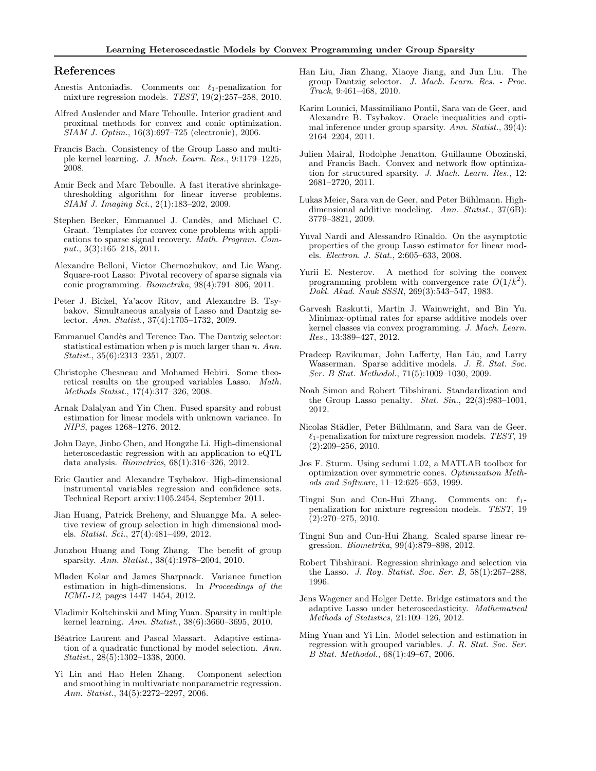## References

Anestis Antoniadis. Comments on: $\ell_1$-penalization for mixture regression models. *TEST*, 19(2):257–258, 2010.

Alfred Auslender and Marc Teboulle. Interior gradient and proximal methods for convex and conic optimization. *SIAM J. Optim.*, 16(3):697–725 (electronic), 2006.

Francis Bach. Consistency of the Group Lasso and multiple kernel learning. *J. Mach. Learn. Res.*, 9:1179–1225, 2008.

Amir Beck and Marc Teboulle. A fast iterative shrinkage-thresholding algorithm for linear inverse problems. *SIAM J. Imaging Sci.*, 2(1):183–202, 2009.

Stephen Becker, Emmanuel J. Candès, and Michael C. Grant. Templates for convex cone problems with applications to sparse signal recovery. *Math. Program. Comput.*, 3(3):165–218, 2011.

Alexandre Belloni, Victor Chernozhukov, and Lie Wang. Square-root Lasso: Pivotal recovery of sparse signals via conic programming. *Biometrika*, 98(4):791–806, 2011.

Peter J. Bickel, Ya'acov Ritov, and Alexandre B. Tsybakov. Simultaneous analysis of Lasso and Dantzig selector. *Ann. Statist.*, 37(4):1705–1732, 2009.

Emmanuel Candès and Terence Tao. The Dantzig selector: statistical estimation when $p$ is much larger than $n$. *Ann. Statist.*, 35(6):2313–2351, 2007.

Christophe Chesneau and Mohamed Hebiri. Some theoretical results on the grouped variables Lasso. *Math. Methods Statist.*, 17(4):317–326, 2008.

Arnak Dalalyan and Yin Chen. Fused sparsity and robust estimation for linear models with unknown variance. In *NIPS*, pages 1268–1276. 2012.

John Daye, Jinbo Chen, and Hongzhe Li. High-dimensional heteroscedastic regression with an application to eQTL data analysis. *Biometrics*, 68(1):316–326, 2012.

Eric Gautier and Alexandre Tsybakov. High-dimensional instrumental variables regression and confidence sets. Technical Report arxiv:1105.2454, September 2011.

Jian Huang, Patrick Breheny, and Shuangge Ma. A selective review of group selection in high dimensional models. *Statist. Sci.*, 27(4):481–499, 2012.

Junzhou Huang and Tong Zhang. The benefit of group sparsity. *Ann. Statist.*, 38(4):1978–2004, 2010.

Mladen Kolar and James Sharpnack. Variance function estimation in high-dimensions. In *Proceedings of the ICML-12*, pages 1447–1454, 2012.

Vladimir Koltchinskii and Ming Yuan. Sparsity in multiple kernel learning. *Ann. Statist.*, 38(6):3660–3695, 2010.

Béatrice Laurent and Pascal Massart. Adaptive estimation of a quadratic functional by model selection. *Ann. Statist.*, 28(5):1302–1338, 2000.

Yi Lin and Hao Helen Zhang. Component selection and smoothing in multivariate nonparametric regression. *Ann. Statist.*, 34(5):2272–2297, 2006.

Han Liu, Jian Zhang, Xiaoye Jiang, and Jun Liu. The group Dantzig selector. *J. Mach. Learn. Res. - Proc. Track*, 9:461–468, 2010.

Karim Lounici, Massimiliano Pontil, Sara van de Geer, and Alexandre B. Tsybakov. Oracle inequalities and optimal inference under group sparsity. *Ann. Statist.*, 39(4):2164–2204, 2011.

Julien Mairal, Rodolphe Jenatton, Guillaume Obozinski, and Francis Bach. Convex and network flow optimization for structured sparsity. *J. Mach. Learn. Res.*, 12:2681–2720, 2011.

Lukas Meier, Sara van de Geer, and Peter Bühlmann. High-dimensional additive modeling. *Ann. Statist.*, 37(6B):3779–3821, 2009.

Yuval Nardi and Alessandro Rinaldo. On the asymptotic properties of the group Lasso estimator for linear models. *Electron. J. Stat.*, 2:605–633, 2008.

Yurii E. Nesterov. A method for solving the convex programming problem with convergence rate $O(1/k^2)$. *Dokl. Akad. Nauk SSSR*, 269(3):543–547, 1983.

Garvesh Raskutti, Martin J. Wainwright, and Bin Yu. Minimax-optimal rates for sparse additive models over kernel classes via convex programming. *J. Mach. Learn. Res.*, 13:389–427, 2012.

Pradeep Ravikumar, John Lafferty, Han Liu, and Larry Wasserman. Sparse additive models. *J. R. Stat. Soc. Ser. B Stat. Methodol.*, 71(5):1009–1030, 2009.

Noah Simon and Robert Tibshirani. Standardization and the Group Lasso penalty. *Stat. Sin.*, 22(3):983–1001, 2012.

Nicolas Städler, Peter Bühlmann, and Sara van de Geer. $\ell_1$-penalization for mixture regression models. *TEST*, 19(2):209–256, 2010.

Jos F. Sturm. Using sedumi 1.02, a MATLAB toolbox for optimization over symmetric cones. *Optimization Methods and Software*, 11–12:625–653, 1999.

Tingni Sun and Cun-Hui Zhang. Comments on: $\ell_1$-penalization for mixture regression models. *TEST*, 19(2):270–275, 2010.

Tingni Sun and Cun-Hui Zhang. Scaled sparse linear regression. *Biometrika*, 99(4):879–898, 2012.

Robert Tibshirani. Regression shrinkage and selection via the Lasso. *J. Roy. Statist. Soc. Ser. B*, 58(1):267–288, 1996.

Jens Wagener and Holger Dette. Bridge estimators and the adaptive Lasso under heteroscedasticity. *Mathematical Methods of Statistics*, 21:109–126, 2012.

Ming Yuan and Yi Lin. Model selection and estimation in regression with grouped variables. *J. R. Stat. Soc. Ser. B Stat. Methodol.*, 68(1):49–67, 2006.